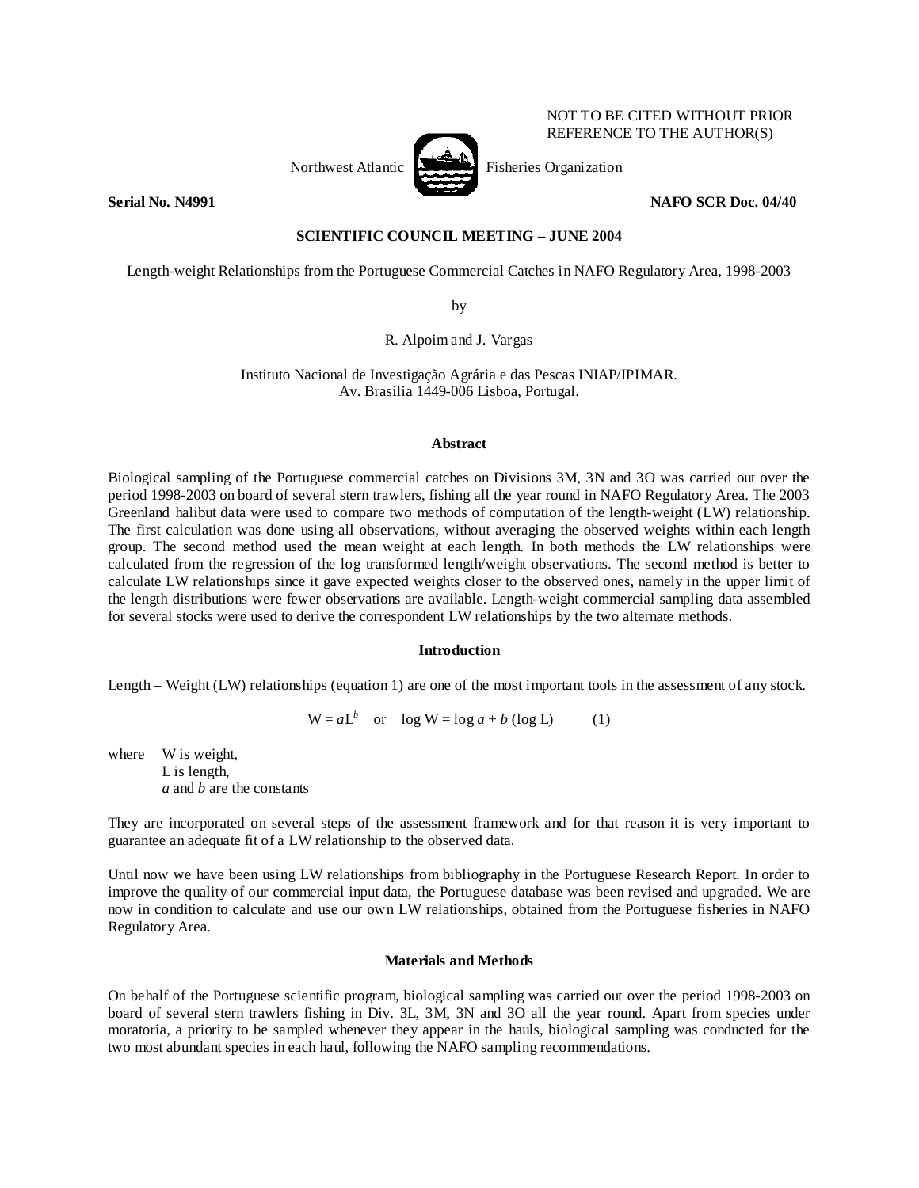NOT TO BE CITED WITHOUT PRIOR REFERENCE TO THE AUTHOR(S)

Northwest Atlantic Fisheries Organization

**Serial No. N4991** **NAFO SCR Doc. 04/40**

**SCIENTIFIC COUNCIL MEETING – JUNE 2004**

Length-weight Relationships from the Portuguese Commercial Catches in NAFO Regulatory Area, 1998-2003

by

R. Alpoim and J. Vargas

Instituto Nacional de Investigação Agrária e das Pescas INIAP/IPIMAR.
Av. Brasília 1449-006 Lisboa, Portugal.

## Abstract

Biological sampling of the Portuguese commercial catches on Divisions 3M, 3N and 3O was carried out over the period 1998-2003 on board of several stern trawlers, fishing all the year round in NAFO Regulatory Area. The 2003 Greenland halibut data were used to compare two methods of computation of the length-weight (LW) relationship. The first calculation was done using all observations, without averaging the observed weights within each length group. The second method used the mean weight at each length. In both methods the LW relationships were calculated from the regression of the log transformed length/weight observations. The second method is better to calculate LW relationships since it gave expected weights closer to the observed ones, namely in the upper limit of the length distributions were fewer observations are available. Length-weight commercial sampling data assembled for several stocks were used to derive the correspondent LW relationships by the two alternate methods.

## Introduction

Length – Weight (LW) relationships (equation 1) are one of the most important tools in the assessment of any stock.

$$W = aL^b \quad \text{or} \quad \log W = \log a + b\,(\log L) \qquad (1)$$

where W is weight,
L is length,
*a* and *b* are the constants

They are incorporated on several steps of the assessment framework and for that reason it is very important to guarantee an adequate fit of a LW relationship to the observed data.

Until now we have been using LW relationships from bibliography in the Portuguese Research Report. In order to improve the quality of our commercial input data, the Portuguese database was been revised and upgraded. We are now in condition to calculate and use our own LW relationships, obtained from the Portuguese fisheries in NAFO Regulatory Area.

## Materials and Methods

On behalf of the Portuguese scientific program, biological sampling was carried out over the period 1998-2003 on board of several stern trawlers fishing in Div. 3L, 3M, 3N and 3O all the year round. Apart from species under moratoria, a priority to be sampled whenever they appear in the hauls, biological sampling was conducted for the two most abundant species in each haul, following the NAFO sampling recommendations.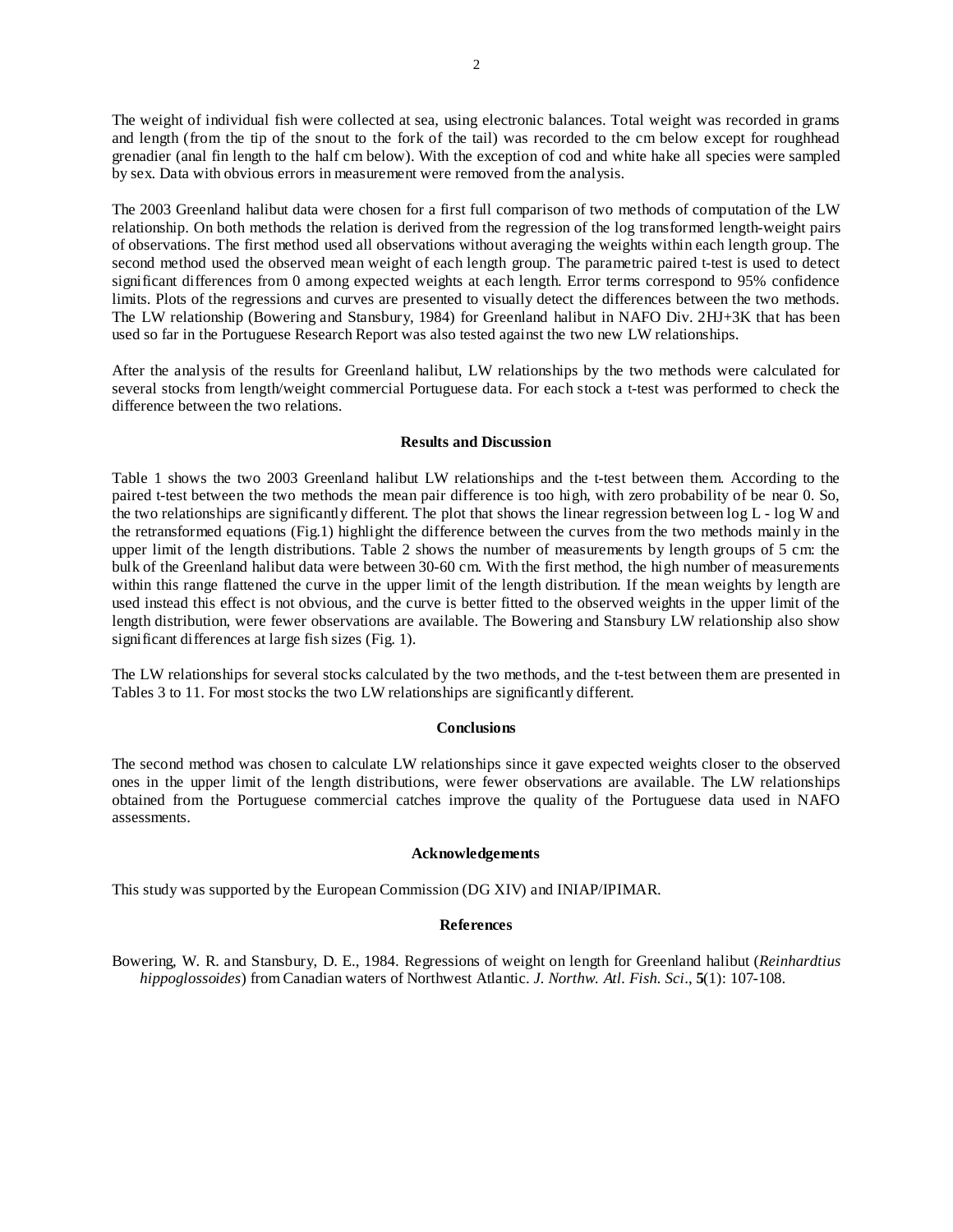The weight of individual fish were collected at sea, using electronic balances. Total weight was recorded in grams and length (from the tip of the snout to the fork of the tail) was recorded to the cm below except for roughhead grenadier (anal fin length to the half cm below). With the exception of cod and white hake all species were sampled by sex. Data with obvious errors in measurement were removed from the analysis.

The 2003 Greenland halibut data were chosen for a first full comparison of two methods of computation of the LW relationship. On both methods the relation is derived from the regression of the log transformed length-weight pairs of observations. The first method used all observations without averaging the weights within each length group. The second method used the observed mean weight of each length group. The parametric paired t-test is used to detect significant differences from 0 among expected weights at each length. Error terms correspond to 95% confidence limits. Plots of the regressions and curves are presented to visually detect the differences between the two methods. The LW relationship (Bowering and Stansbury, 1984) for Greenland halibut in NAFO Div. 2HJ+3K that has been used so far in the Portuguese Research Report was also tested against the two new LW relationships.

After the analysis of the results for Greenland halibut, LW relationships by the two methods were calculated for several stocks from length/weight commercial Portuguese data. For each stock a t-test was performed to check the difference between the two relations.

## Results and Discussion

Table 1 shows the two 2003 Greenland halibut LW relationships and the t-test between them. According to the paired t-test between the two methods the mean pair difference is too high, with zero probability of be near 0. So, the two relationships are significantly different. The plot that shows the linear regression between log L - log W and the retransformed equations (Fig.1) highlight the difference between the curves from the two methods mainly in the upper limit of the length distributions. Table 2 shows the number of measurements by length groups of 5 cm: the bulk of the Greenland halibut data were between 30-60 cm. With the first method, the high number of measurements within this range flattened the curve in the upper limit of the length distribution. If the mean weights by length are used instead this effect is not obvious, and the curve is better fitted to the observed weights in the upper limit of the length distribution, were fewer observations are available. The Bowering and Stansbury LW relationship also show significant differences at large fish sizes (Fig. 1).

The LW relationships for several stocks calculated by the two methods, and the t-test between them are presented in Tables 3 to 11. For most stocks the two LW relationships are significantly different.

## Conclusions

The second method was chosen to calculate LW relationships since it gave expected weights closer to the observed ones in the upper limit of the length distributions, were fewer observations are available. The LW relationships obtained from the Portuguese commercial catches improve the quality of the Portuguese data used in NAFO assessments.

## Acknowledgements

This study was supported by the European Commission (DG XIV) and INIAP/IPIMAR.

## References

Bowering, W. R. and Stansbury, D. E., 1984. Regressions of weight on length for Greenland halibut (*Reinhardtius hippoglossoides*) from Canadian waters of Northwest Atlantic. *J. Northw. Atl. Fish. Sci*., **5**(1): 107-108.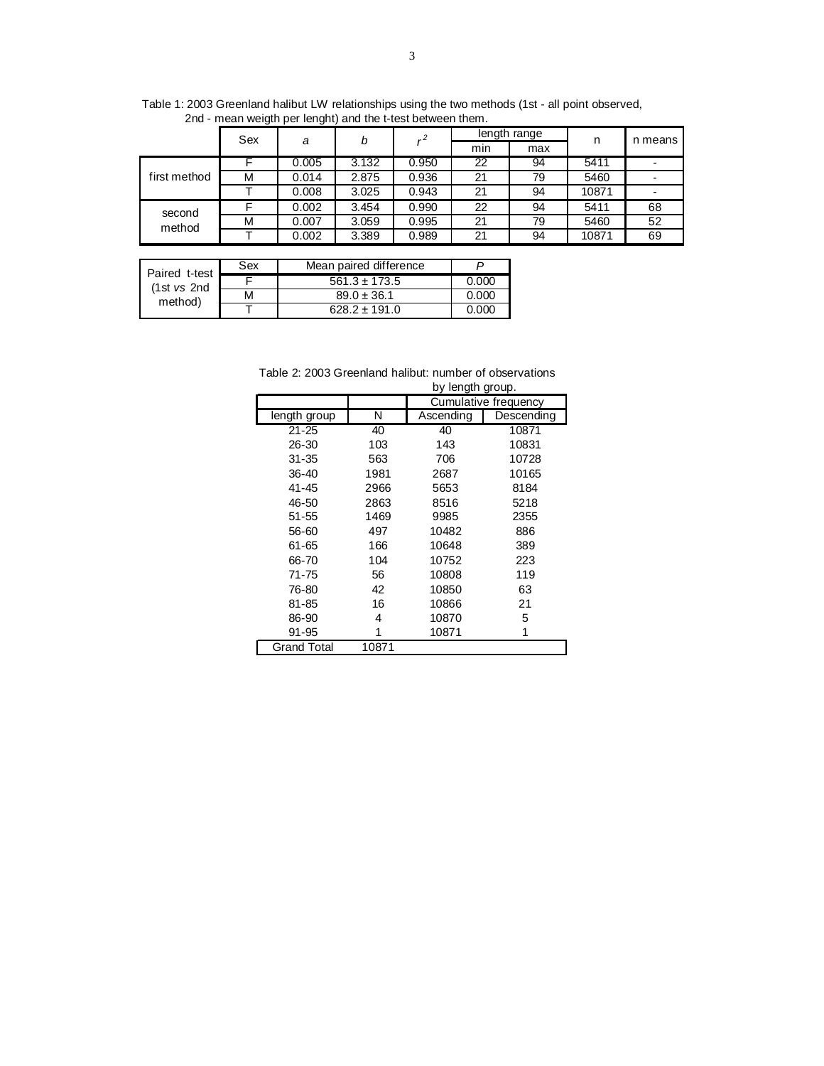Table 1: 2003 Greenland halibut LW relationships using the two methods (1st - all point observed, 2nd - mean weigth per lenght) and the t-test between them.

| | Sex | *a* | *b* | $r^2$ | length range | | n | n means |
|---|---|---|---|---|---|---|---|---|
| | | | | | min | max | | |
| first method | F | 0.005 | 3.132 | 0.950 | 22 | 94 | 5411 | - |
| | M | 0.014 | 2.875 | 0.936 | 21 | 79 | 5460 | - |
| | T | 0.008 | 3.025 | 0.943 | 21 | 94 | 10871 | - |
| second method | F | 0.002 | 3.454 | 0.990 | 22 | 94 | 5411 | 68 |
| | M | 0.007 | 3.059 | 0.995 | 21 | 79 | 5460 | 52 |
| | T | 0.002 | 3.389 | 0.989 | 21 | 94 | 10871 | 69 |

| Paired t-test (1st *vs* 2nd method) | Sex | Mean paired difference | *P* |
|---|---|---|---|
| | F | 561.3 ± 173.5 | 0.000 |
| | M | 89.0 ± 36.1 | 0.000 |
| | T | 628.2 ± 191.0 | 0.000 |

Table 2: 2003 Greenland halibut: number of observations by length group.

| | | Cumulative frequency | |
|---|---|---|---|
| length group | N | Ascending | Descending |
| 21-25 | 40 | 40 | 10871 |
| 26-30 | 103 | 143 | 10831 |
| 31-35 | 563 | 706 | 10728 |
| 36-40 | 1981 | 2687 | 10165 |
| 41-45 | 2966 | 5653 | 8184 |
| 46-50 | 2863 | 8516 | 5218 |
| 51-55 | 1469 | 9985 | 2355 |
| 56-60 | 497 | 10482 | 886 |
| 61-65 | 166 | 10648 | 389 |
| 66-70 | 104 | 10752 | 223 |
| 71-75 | 56 | 10808 | 119 |
| 76-80 | 42 | 10850 | 63 |
| 81-85 | 16 | 10866 | 21 |
| 86-90 | 4 | 10870 | 5 |
| 91-95 | 1 | 10871 | 1 |
| Grand Total | 10871 | | |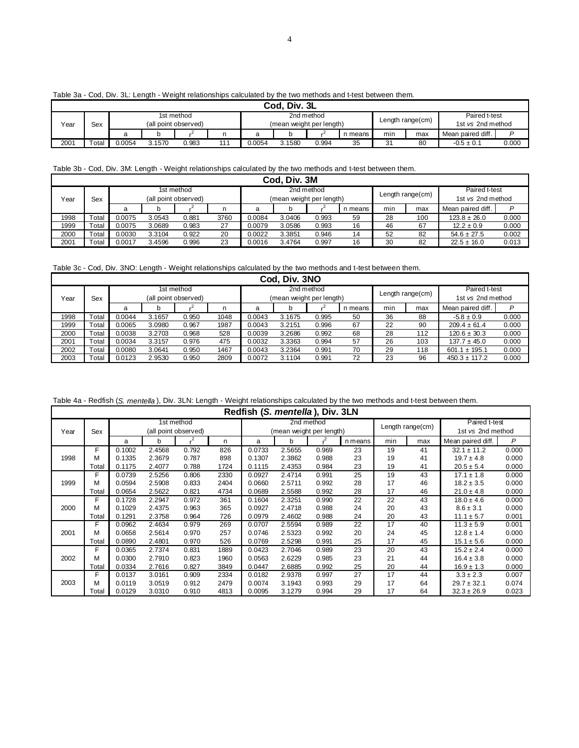Table 3a - Cod, Div. 3L: Length - Weight relationships calculated by the two methods and t-test between them.

| Cod, Div. 3L | | | | | | | | | | | | | |
|---|---|---|---|---|---|---|---|---|---|---|---|---|---|
| Year | Sex | 1st method (all point observed) | | | | 2nd method (mean weight per length) | | | | Length range(cm) | | Paired t-test 1st *vs* 2nd method | |
| | | a | b | $r^2$ | n | a | b | $r^2$ | n means | min | max | Mean paired diff. | *P* |
| 2001 | Total | 0.0054 | 3.1570 | 0.983 | 111 | 0.0054 | 3.1580 | 0.994 | 35 | 31 | 80 | -0.5 ± 0.1 | 0.000 |

Table 3b - Cod, Div. 3M: Length - Weight relationships calculated by the two methods and t-test between them.

| Cod, Div. 3M | | | | | | | | | | | | | |
|---|---|---|---|---|---|---|---|---|---|---|---|---|---|
| Year | Sex | 1st method (all point observed) | | | | 2nd method (mean weight per length) | | | | Length range(cm) | | Paired t-test 1st *vs* 2nd method | |
| | | a | b | $r^2$ | n | a | b | $r^2$ | n means | min | max | Mean paired diff. | *P* |
| 1998 | Total | 0.0075 | 3.0543 | 0.881 | 3760 | 0.0084 | 3.0406 | 0.993 | 59 | 28 | 100 | 123.8 ± 26.0 | 0.000 |
| 1999 | Total | 0.0075 | 3.0689 | 0.983 | 27 | 0.0079 | 3.0586 | 0.993 | 16 | 46 | 67 | 12.2 ± 0.9 | 0.000 |
| 2000 | Total | 0.0030 | 3.3104 | 0.922 | 20 | 0.0022 | 3.3851 | 0.946 | 14 | 52 | 82 | 54.6 ± 27.5 | 0.002 |
| 2001 | Total | 0.0017 | 3.4596 | 0.996 | 23 | 0.0016 | 3.4764 | 0.997 | 16 | 30 | 82 | 22.5 ± 16.0 | 0.013 |

Table 3c - Cod, Div. 3NO: Length - Weight relationships calculated by the two methods and t-test between them.

| Cod, Div. 3NO | | | | | | | | | | | | | |
|---|---|---|---|---|---|---|---|---|---|---|---|---|---|
| Year | Sex | 1st method (all point observed) | | | | 2nd method (mean weight per length) | | | | Length range(cm) | | Paired t-test 1st *vs* 2nd method | |
| | | a | b | $r^2$ | n | a | b | $r^2$ | n means | min | max | Mean paired diff. | *P* |
| 1998 | Total | 0.0044 | 3.1657 | 0.950 | 1048 | 0.0043 | 3.1675 | 0.995 | 50 | 36 | 88 | -5.8 ± 0.9 | 0.000 |
| 1999 | Total | 0.0065 | 3.0980 | 0.967 | 1987 | 0.0043 | 3.2151 | 0.996 | 67 | 22 | 90 | 209.4 ± 61.4 | 0.000 |
| 2000 | Total | 0.0038 | 3.2703 | 0.968 | 528 | 0.0039 | 3.2686 | 0.992 | 68 | 28 | 112 | 120.6 ± 30.3 | 0.000 |
| 2001 | Total | 0.0034 | 3.3157 | 0.976 | 475 | 0.0032 | 3.3363 | 0.994 | 57 | 26 | 103 | 137.7 ± 45.0 | 0.000 |
| 2002 | Total | 0.0080 | 3.0641 | 0.950 | 1467 | 0.0043 | 3.2364 | 0.991 | 70 | 29 | 118 | 601.1 ± 195.1 | 0.000 |
| 2003 | Total | 0.0123 | 2.9530 | 0.950 | 2809 | 0.0072 | 3.1104 | 0.991 | 72 | 23 | 96 | 450.3 ± 117.2 | 0.000 |

Table 4a - Redfish (*S. mentella*), Div. 3LN: Length - Weight relationships calculated by the two methods and t-test between them.

| Redfish (*S. mentella*), Div. 3LN | | | | | | | | | | | | | |
|---|---|---|---|---|---|---|---|---|---|---|---|---|---|
| Year | Sex | 1st method (all point observed) | | | | 2nd method (mean weight per length) | | | | Length range(cm) | | Paired t-test 1st *vs* 2nd method | |
| | | a | b | $r^2$ | n | a | b | $r^2$ | n means | min | max | Mean paired diff. | *P* |
| 1998 | F | 0.1002 | 2.4568 | 0.792 | 826 | 0.0733 | 2.5655 | 0.969 | 23 | 19 | 41 | 32.1 ± 11.2 | 0.000 |
| | M | 0.1335 | 2.3679 | 0.787 | 898 | 0.1307 | 2.3862 | 0.988 | 23 | 19 | 41 | 19.7 ± 4.8 | 0.000 |
| | Total | 0.1175 | 2.4077 | 0.788 | 1724 | 0.1115 | 2.4353 | 0.984 | 23 | 19 | 41 | 20.5 ± 5.4 | 0.000 |
| 1999 | F | 0.0739 | 2.5256 | 0.806 | 2330 | 0.0927 | 2.4714 | 0.991 | 25 | 19 | 43 | 17.1 ± 1.8 | 0.000 |
| | M | 0.0594 | 2.5908 | 0.833 | 2404 | 0.0660 | 2.5711 | 0.992 | 28 | 17 | 46 | 18.2 ± 3.5 | 0.000 |
| | Total | 0.0654 | 2.5622 | 0.821 | 4734 | 0.0689 | 2.5588 | 0.992 | 28 | 17 | 46 | 21.0 ± 4.8 | 0.000 |
| 2000 | F | 0.1728 | 2.2947 | 0.972 | 361 | 0.1604 | 2.3251 | 0.990 | 22 | 22 | 43 | 18.0 ± 4.6 | 0.000 |
| | M | 0.1029 | 2.4375 | 0.963 | 365 | 0.0927 | 2.4718 | 0.988 | 24 | 20 | 43 | 8.6 ± 3.1 | 0.000 |
| | Total | 0.1291 | 2.3758 | 0.964 | 726 | 0.0979 | 2.4602 | 0.988 | 24 | 20 | 43 | 11.1 ± 5.7 | 0.001 |
| 2001 | F | 0.0962 | 2.4634 | 0.979 | 269 | 0.0707 | 2.5594 | 0.989 | 22 | 17 | 40 | 11.3 ± 5.9 | 0.001 |
| | M | 0.0658 | 2.5614 | 0.970 | 257 | 0.0746 | 2.5323 | 0.992 | 20 | 24 | 45 | 12.8 ± 1.4 | 0.000 |
| | Total | 0.0890 | 2.4801 | 0.970 | 526 | 0.0769 | 2.5298 | 0.991 | 25 | 17 | 45 | 15.1 ± 5.6 | 0.000 |
| 2002 | F | 0.0365 | 2.7374 | 0.831 | 1889 | 0.0423 | 2.7046 | 0.989 | 23 | 20 | 43 | 15.2 ± 2.4 | 0.000 |
| | M | 0.0300 | 2.7910 | 0.823 | 1960 | 0.0563 | 2.6229 | 0.985 | 23 | 21 | 44 | 16.4 ± 3.8 | 0.000 |
| | Total | 0.0334 | 2.7616 | 0.827 | 3849 | 0.0447 | 2.6885 | 0.992 | 25 | 20 | 44 | 16.9 ± 1.3 | 0.000 |
| 2003 | F | 0.0137 | 3.0161 | 0.909 | 2334 | 0.0182 | 2.9378 | 0.997 | 27 | 17 | 44 | 3.3 ± 2.3 | 0.007 |
| | M | 0.0119 | 3.0519 | 0.912 | 2479 | 0.0074 | 3.1943 | 0.993 | 29 | 17 | 64 | 29.7 ± 32.1 | 0.074 |
| | Total | 0.0129 | 3.0310 | 0.910 | 4813 | 0.0095 | 3.1279 | 0.994 | 29 | 17 | 64 | 32.3 ± 26.9 | 0.023 |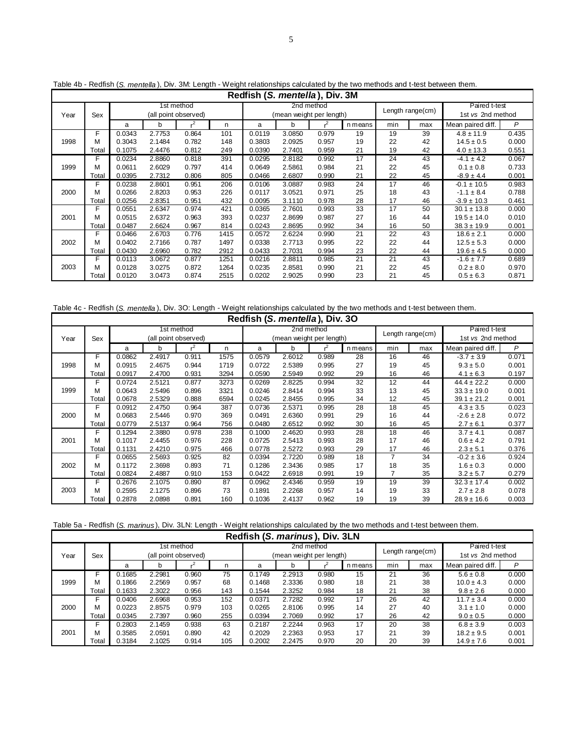Table 4b - Redfish (*S. mentella*), Div. 3M: Length - Weight relationships calculated by the two methods and t-test between them.

| Redfish (*S. mentella*), Div. 3M | | | | | | | | | | | | | |
|---|---|---|---|---|---|---|---|---|---|---|---|---|---|
| Year | Sex | 1st method (all point observed) | | | | 2nd method (mean weight per length) | | | | Length range(cm) | | Paired t-test 1st *vs* 2nd method | |
| | | a | b | $r^2$ | n | a | b | $r^2$ | n means | min | max | Mean paired diff. | *P* |
| 1998 | F | 0.0343 | 2.7753 | 0.864 | 101 | 0.0119 | 3.0850 | 0.979 | 19 | 19 | 39 | 4.8 ± 11.9 | 0.435 |
| | M | 0.3043 | 2.1484 | 0.782 | 148 | 0.3803 | 2.0925 | 0.957 | 19 | 22 | 42 | 14.5 ± 0.5 | 0.000 |
| | Total | 0.1075 | 2.4476 | 0.812 | 249 | 0.0390 | 2.7401 | 0.959 | 21 | 19 | 42 | 4.0 ± 13.3 | 0.551 |
| 1999 | F | 0.0234 | 2.8860 | 0.818 | 391 | 0.0295 | 2.8182 | 0.992 | 17 | 24 | 43 | -4.1 ± 4.2 | 0.067 |
| | M | 0.0611 | 2.6029 | 0.797 | 414 | 0.0649 | 2.5861 | 0.984 | 21 | 22 | 45 | 0.1 ± 0.8 | 0.733 |
| | Total | 0.0395 | 2.7312 | 0.806 | 805 | 0.0466 | 2.6807 | 0.990 | 21 | 22 | 45 | -8.9 ± 4.4 | 0.001 |
| 2000 | F | 0.0238 | 2.8601 | 0.951 | 206 | 0.0106 | 3.0887 | 0.983 | 24 | 17 | 46 | -0.1 ± 10.5 | 0.983 |
| | M | 0.0266 | 2.8203 | 0.953 | 226 | 0.0117 | 3.0521 | 0.971 | 25 | 18 | 43 | -1.1 ± 8.4 | 0.788 |
| | Total | 0.0256 | 2.8351 | 0.951 | 432 | 0.0095 | 3.1110 | 0.978 | 28 | 17 | 46 | -3.9 ± 10.3 | 0.461 |
| 2001 | F | 0.0551 | 2.6347 | 0.974 | 421 | 0.0365 | 2.7601 | 0.993 | 33 | 17 | 50 | 30.1 ± 13.8 | 0.000 |
| | M | 0.0515 | 2.6372 | 0.963 | 393 | 0.0237 | 2.8699 | 0.987 | 27 | 16 | 44 | 19.5 ± 14.0 | 0.010 |
| | Total | 0.0487 | 2.6624 | 0.967 | 814 | 0.0243 | 2.8695 | 0.992 | 34 | 16 | 50 | 38.3 ± 19.9 | 0.001 |
| 2002 | F | 0.0466 | 2.6703 | 0.776 | 1415 | 0.0572 | 2.6224 | 0.990 | 21 | 22 | 43 | 18.6 ± 2.1 | 0.000 |
| | M | 0.0402 | 2.7166 | 0.787 | 1497 | 0.0338 | 2.7713 | 0.995 | 22 | 22 | 44 | 12.5 ± 5.3 | 0.000 |
| | Total | 0.0430 | 2.6960 | 0.782 | 2912 | 0.0433 | 2.7031 | 0.994 | 23 | 22 | 44 | 19.6 ± 4.5 | 0.000 |
| 2003 | F | 0.0113 | 3.0672 | 0.877 | 1251 | 0.0216 | 2.8811 | 0.985 | 21 | 21 | 43 | -1.6 ± 7.7 | 0.689 |
| | M | 0.0128 | 3.0275 | 0.872 | 1264 | 0.0235 | 2.8581 | 0.990 | 21 | 22 | 45 | 0.2 ± 8.0 | 0.970 |
| | Total | 0.0120 | 3.0473 | 0.874 | 2515 | 0.0202 | 2.9025 | 0.990 | 23 | 21 | 45 | 0.5 ± 6.3 | 0.871 |

Table 4c - Redfish (*S. mentella*), Div. 3O: Length - Weight relationships calculated by the two methods and t-test between them.

| Redfish (*S. mentella*), Div. 3O | | | | | | | | | | | | | |
|---|---|---|---|---|---|---|---|---|---|---|---|---|---|
| Year | Sex | 1st method (all point observed) | | | | 2nd method (mean weight per length) | | | | Length range(cm) | | Paired t-test 1st *vs* 2nd method | |
| | | a | b | $r^2$ | n | a | b | $r^2$ | n means | min | max | Mean paired diff. | *P* |
| 1998 | F | 0.0862 | 2.4917 | 0.911 | 1575 | 0.0579 | 2.6012 | 0.989 | 28 | 16 | 46 | -3.7 ± 3.9 | 0.071 |
| | M | 0.0915 | 2.4675 | 0.944 | 1719 | 0.0722 | 2.5389 | 0.995 | 27 | 19 | 45 | 9.3 ± 5.0 | 0.001 |
| | Total | 0.0917 | 2.4700 | 0.931 | 3294 | 0.0590 | 2.5949 | 0.992 | 29 | 16 | 46 | 4.1 ± 6.3 | 0.197 |
| 1999 | F | 0.0724 | 2.5121 | 0.877 | 3273 | 0.0269 | 2.8225 | 0.994 | 32 | 12 | 44 | 44.4 ± 22.2 | 0.000 |
| | M | 0.0643 | 2.5496 | 0.896 | 3321 | 0.0246 | 2.8414 | 0.994 | 33 | 13 | 45 | 33.3 ± 19.0 | 0.001 |
| | Total | 0.0678 | 2.5329 | 0.888 | 6594 | 0.0245 | 2.8455 | 0.995 | 34 | 12 | 45 | 39.1 ± 21.2 | 0.001 |
| 2000 | F | 0.0912 | 2.4750 | 0.964 | 387 | 0.0736 | 2.5371 | 0.995 | 28 | 18 | 45 | 4.3 ± 3.5 | 0.023 |
| | M | 0.0683 | 2.5446 | 0.970 | 369 | 0.0491 | 2.6360 | 0.991 | 29 | 16 | 44 | -2.6 ± 2.8 | 0.072 |
| | Total | 0.0779 | 2.5137 | 0.964 | 756 | 0.0480 | 2.6512 | 0.992 | 30 | 16 | 45 | 2.7 ± 6.1 | 0.377 |
| 2001 | F | 0.1294 | 2.3880 | 0.978 | 238 | 0.1000 | 2.4620 | 0.993 | 28 | 18 | 46 | 3.7 ± 4.1 | 0.087 |
| | M | 0.1017 | 2.4455 | 0.976 | 228 | 0.0725 | 2.5413 | 0.993 | 28 | 17 | 46 | 0.6 ± 4.2 | 0.791 |
| | Total | 0.1131 | 2.4210 | 0.975 | 466 | 0.0778 | 2.5272 | 0.993 | 29 | 17 | 46 | 2.3 ± 5.1 | 0.376 |
| 2002 | F | 0.0655 | 2.5693 | 0.925 | 82 | 0.0394 | 2.7220 | 0.989 | 18 | 7 | 34 | -0.2 ± 3.6 | 0.924 |
| | M | 0.1172 | 2.3698 | 0.893 | 71 | 0.1286 | 2.3436 | 0.985 | 17 | 18 | 35 | 1.6 ± 0.3 | 0.000 |
| | Total | 0.0824 | 2.4887 | 0.910 | 153 | 0.0422 | 2.6918 | 0.991 | 19 | 7 | 35 | 3.2 ± 5.7 | 0.279 |
| 2003 | F | 0.2676 | 2.1075 | 0.890 | 87 | 0.0962 | 2.4346 | 0.959 | 19 | 19 | 39 | 32.3 ± 17.4 | 0.002 |
| | M | 0.2595 | 2.1275 | 0.896 | 73 | 0.1891 | 2.2268 | 0.957 | 14 | 19 | 33 | 2.7 ± 2.8 | 0.078 |
| | Total | 0.2878 | 2.0898 | 0.891 | 160 | 0.1036 | 2.4137 | 0.962 | 19 | 19 | 39 | 28.9 ± 16.6 | 0.003 |

Table 5a - Redfish (*S. marinus*), Div. 3LN: Length - Weight relationships calculated by the two methods and t-test between them.

| Redfish (*S. marinus*), Div. 3LN | | | | | | | | | | | | | |
|---|---|---|---|---|---|---|---|---|---|---|---|---|---|
| Year | Sex | 1st method (all point observed) | | | | 2nd method (mean weight per length) | | | | Length range(cm) | | Paired t-test 1st *vs* 2nd method | |
| | | a | b | $r^2$ | n | a | b | $r^2$ | n means | min | max | Mean paired diff. | *P* |
| 1999 | F | 0.1685 | 2.2981 | 0.960 | 75 | 0.1749 | 2.2913 | 0.980 | 15 | 21 | 36 | 5.6 ± 0.8 | 0.000 |
| | M | 0.1866 | 2.2569 | 0.957 | 68 | 0.1468 | 2.3336 | 0.980 | 18 | 21 | 38 | 10.0 ± 4.3 | 0.000 |
| | Total | 0.1633 | 2.3022 | 0.956 | 143 | 0.1544 | 2.3252 | 0.984 | 18 | 21 | 38 | 9.8 ± 2.6 | 0.000 |
| 2000 | F | 0.0406 | 2.6968 | 0.953 | 152 | 0.0371 | 2.7282 | 0.992 | 17 | 26 | 42 | 11.7 ± 3.4 | 0.000 |
| | M | 0.0223 | 2.8575 | 0.979 | 103 | 0.0265 | 2.8106 | 0.995 | 14 | 27 | 40 | 3.1 ± 1.0 | 0.000 |
| | Total | 0.0345 | 2.7397 | 0.960 | 255 | 0.0394 | 2.7069 | 0.992 | 17 | 26 | 42 | 9.0 ± 0.5 | 0.000 |
| 2001 | F | 0.2803 | 2.1459 | 0.938 | 63 | 0.2187 | 2.2244 | 0.963 | 17 | 20 | 38 | 6.8 ± 3.9 | 0.003 |
| | M | 0.3585 | 2.0591 | 0.890 | 42 | 0.2029 | 2.2363 | 0.953 | 17 | 21 | 39 | 18.2 ± 9.5 | 0.001 |
| | Total | 0.3184 | 2.1025 | 0.914 | 105 | 0.2002 | 2.2475 | 0.970 | 20 | 20 | 39 | 14.9 ± 7.6 | 0.001 |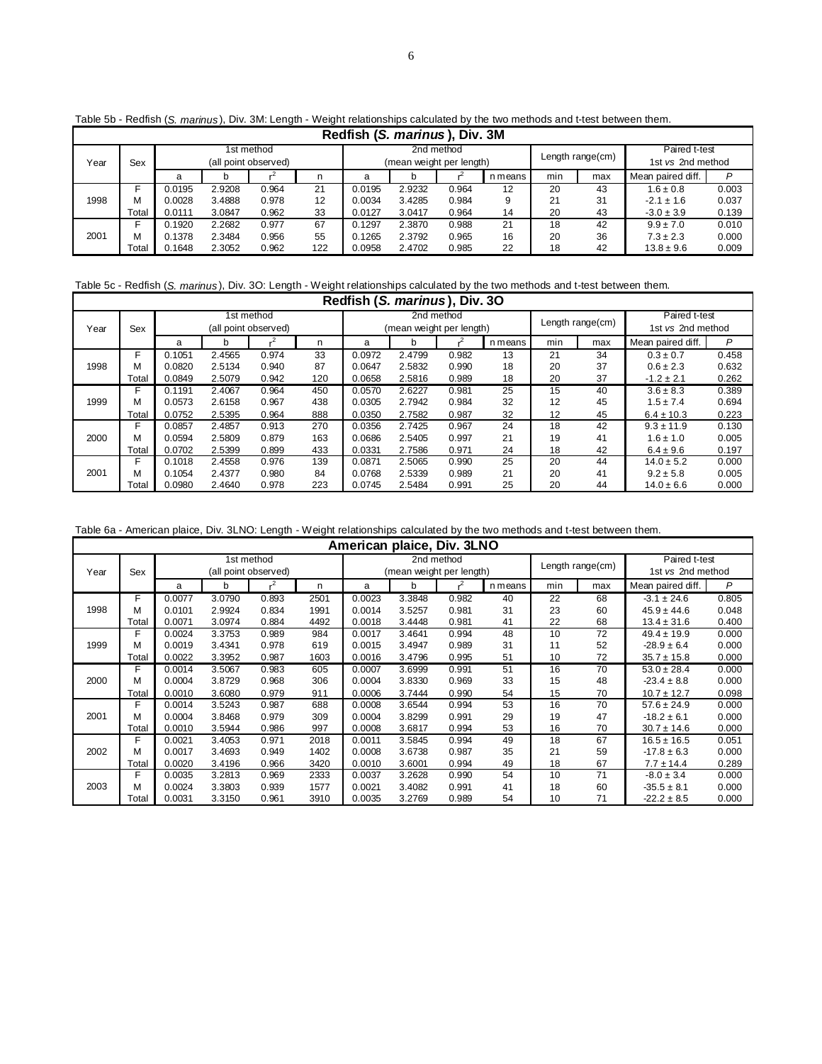Table 5b - Redfish (*S. marinus*), Div. 3M: Length - Weight relationships calculated by the two methods and t-test between them.

| Redfish (*S. marinus*), Div. 3M | | | | | | | | | | | | | |
|---|---|---|---|---|---|---|---|---|---|---|---|---|---|
| Year | Sex | 1st method (all point observed) | | | | 2nd method (mean weight per length) | | | | Length range(cm) | | Paired t-test 1st *vs* 2nd method | |
| | | a | b | $r^2$ | n | a | b | $r^2$ | n means | min | max | Mean paired diff. | *P* |
| 1998 | F | 0.0195 | 2.9208 | 0.964 | 21 | 0.0195 | 2.9232 | 0.964 | 12 | 20 | 43 | 1.6 ± 0.8 | 0.003 |
| | M | 0.0028 | 3.4888 | 0.978 | 12 | 0.0034 | 3.4285 | 0.984 | 9 | 21 | 31 | -2.1 ± 1.6 | 0.037 |
| | Total | 0.0111 | 3.0847 | 0.962 | 33 | 0.0127 | 3.0417 | 0.964 | 14 | 20 | 43 | -3.0 ± 3.9 | 0.139 |
| 2001 | F | 0.1920 | 2.2682 | 0.977 | 67 | 0.1297 | 2.3870 | 0.988 | 21 | 18 | 42 | 9.9 ± 7.0 | 0.010 |
| | M | 0.1378 | 2.3484 | 0.956 | 55 | 0.1265 | 2.3792 | 0.965 | 16 | 20 | 36 | 7.3 ± 2.3 | 0.000 |
| | Total | 0.1648 | 2.3052 | 0.962 | 122 | 0.0958 | 2.4702 | 0.985 | 22 | 18 | 42 | 13.8 ± 9.6 | 0.009 |

Table 5c - Redfish (*S. marinus*), Div. 3O: Length - Weight relationships calculated by the two methods and t-test between them.

| Redfish (*S. marinus*), Div. 3O | | | | | | | | | | | | | |
|---|---|---|---|---|---|---|---|---|---|---|---|---|---|
| Year | Sex | 1st method (all point observed) | | | | 2nd method (mean weight per length) | | | | Length range(cm) | | Paired t-test 1st *vs* 2nd method | |
| | | a | b | $r^2$ | n | a | b | $r^2$ | n means | min | max | Mean paired diff. | *P* |
| 1998 | F | 0.1051 | 2.4565 | 0.974 | 33 | 0.0972 | 2.4799 | 0.982 | 13 | 21 | 34 | 0.3 ± 0.7 | 0.458 |
| | M | 0.0820 | 2.5134 | 0.940 | 87 | 0.0647 | 2.5832 | 0.990 | 18 | 20 | 37 | 0.6 ± 2.3 | 0.632 |
| | Total | 0.0849 | 2.5079 | 0.942 | 120 | 0.0658 | 2.5816 | 0.989 | 18 | 20 | 37 | -1.2 ± 2.1 | 0.262 |
| 1999 | F | 0.1191 | 2.4067 | 0.964 | 450 | 0.0570 | 2.6227 | 0.981 | 25 | 15 | 40 | 3.6 ± 8.3 | 0.389 |
| | M | 0.0573 | 2.6158 | 0.967 | 438 | 0.0305 | 2.7942 | 0.984 | 32 | 12 | 45 | 1.5 ± 7.4 | 0.694 |
| | Total | 0.0752 | 2.5395 | 0.964 | 888 | 0.0350 | 2.7582 | 0.987 | 32 | 12 | 45 | 6.4 ± 10.3 | 0.223 |
| 2000 | F | 0.0857 | 2.4857 | 0.913 | 270 | 0.0356 | 2.7425 | 0.967 | 24 | 18 | 42 | 9.3 ± 11.9 | 0.130 |
| | M | 0.0594 | 2.5809 | 0.879 | 163 | 0.0686 | 2.5405 | 0.997 | 21 | 19 | 41 | 1.6 ± 1.0 | 0.005 |
| | Total | 0.0702 | 2.5399 | 0.899 | 433 | 0.0331 | 2.7586 | 0.971 | 24 | 18 | 42 | 6.4 ± 9.6 | 0.197 |
| 2001 | F | 0.1018 | 2.4558 | 0.976 | 139 | 0.0871 | 2.5065 | 0.990 | 25 | 20 | 44 | 14.0 ± 5.2 | 0.000 |
| | M | 0.1054 | 2.4377 | 0.980 | 84 | 0.0768 | 2.5339 | 0.989 | 21 | 20 | 41 | 9.2 ± 5.8 | 0.005 |
| | Total | 0.0980 | 2.4640 | 0.978 | 223 | 0.0745 | 2.5484 | 0.991 | 25 | 20 | 44 | 14.0 ± 6.6 | 0.000 |

Table 6a - American plaice, Div. 3LNO: Length - Weight relationships calculated by the two methods and t-test between them.

| American plaice, Div. 3LNO | | | | | | | | | | | | | |
|---|---|---|---|---|---|---|---|---|---|---|---|---|---|
| Year | Sex | 1st method (all point observed) | | | | 2nd method (mean weight per length) | | | | Length range(cm) | | Paired t-test 1st *vs* 2nd method | |
| | | a | b | $r^2$ | n | a | b | $r^2$ | n means | min | max | Mean paired diff. | *P* |
| 1998 | F | 0.0077 | 3.0790 | 0.893 | 2501 | 0.0023 | 3.3848 | 0.982 | 40 | 22 | 68 | -3.1 ± 24.6 | 0.805 |
| | M | 0.0101 | 2.9924 | 0.834 | 1991 | 0.0014 | 3.5257 | 0.981 | 31 | 23 | 60 | 45.9 ± 44.6 | 0.048 |
| | Total | 0.0071 | 3.0974 | 0.884 | 4492 | 0.0018 | 3.4448 | 0.981 | 41 | 22 | 68 | 13.4 ± 31.6 | 0.400 |
| 1999 | F | 0.0024 | 3.3753 | 0.989 | 984 | 0.0017 | 3.4641 | 0.994 | 48 | 10 | 72 | 49.4 ± 19.9 | 0.000 |
| | M | 0.0019 | 3.4341 | 0.978 | 619 | 0.0015 | 3.4947 | 0.989 | 31 | 11 | 52 | -28.9 ± 6.4 | 0.000 |
| | Total | 0.0022 | 3.3952 | 0.987 | 1603 | 0.0016 | 3.4796 | 0.995 | 51 | 10 | 72 | 35.7 ± 15.8 | 0.000 |
| 2000 | F | 0.0014 | 3.5067 | 0.983 | 605 | 0.0007 | 3.6999 | 0.991 | 51 | 16 | 70 | 53.0 ± 28.4 | 0.000 |
| | M | 0.0004 | 3.8729 | 0.968 | 306 | 0.0004 | 3.8330 | 0.969 | 33 | 15 | 48 | -23.4 ± 8.8 | 0.000 |
| | Total | 0.0010 | 3.6080 | 0.979 | 911 | 0.0006 | 3.7444 | 0.990 | 54 | 15 | 70 | 10.7 ± 12.7 | 0.098 |
| 2001 | F | 0.0014 | 3.5243 | 0.987 | 688 | 0.0008 | 3.6544 | 0.994 | 53 | 16 | 70 | 57.6 ± 24.9 | 0.000 |
| | M | 0.0004 | 3.8468 | 0.979 | 309 | 0.0004 | 3.8299 | 0.991 | 29 | 19 | 47 | -18.2 ± 6.1 | 0.000 |
| | Total | 0.0010 | 3.5944 | 0.986 | 997 | 0.0008 | 3.6817 | 0.994 | 53 | 16 | 70 | 30.7 ± 14.6 | 0.000 |
| 2002 | F | 0.0021 | 3.4053 | 0.971 | 2018 | 0.0011 | 3.5845 | 0.994 | 49 | 18 | 67 | 16.5 ± 16.5 | 0.051 |
| | M | 0.0017 | 3.4693 | 0.949 | 1402 | 0.0008 | 3.6738 | 0.987 | 35 | 21 | 59 | -17.8 ± 6.3 | 0.000 |
| | Total | 0.0020 | 3.4196 | 0.966 | 3420 | 0.0010 | 3.6001 | 0.994 | 49 | 18 | 67 | 7.7 ± 14.4 | 0.289 |
| 2003 | F | 0.0035 | 3.2813 | 0.969 | 2333 | 0.0037 | 3.2628 | 0.990 | 54 | 10 | 71 | -8.0 ± 3.4 | 0.000 |
| | M | 0.0024 | 3.3803 | 0.939 | 1577 | 0.0021 | 3.4082 | 0.991 | 41 | 18 | 60 | -35.5 ± 8.1 | 0.000 |
| | Total | 0.0031 | 3.3150 | 0.961 | 3910 | 0.0035 | 3.2769 | 0.989 | 54 | 10 | 71 | -22.2 ± 8.5 | 0.000 |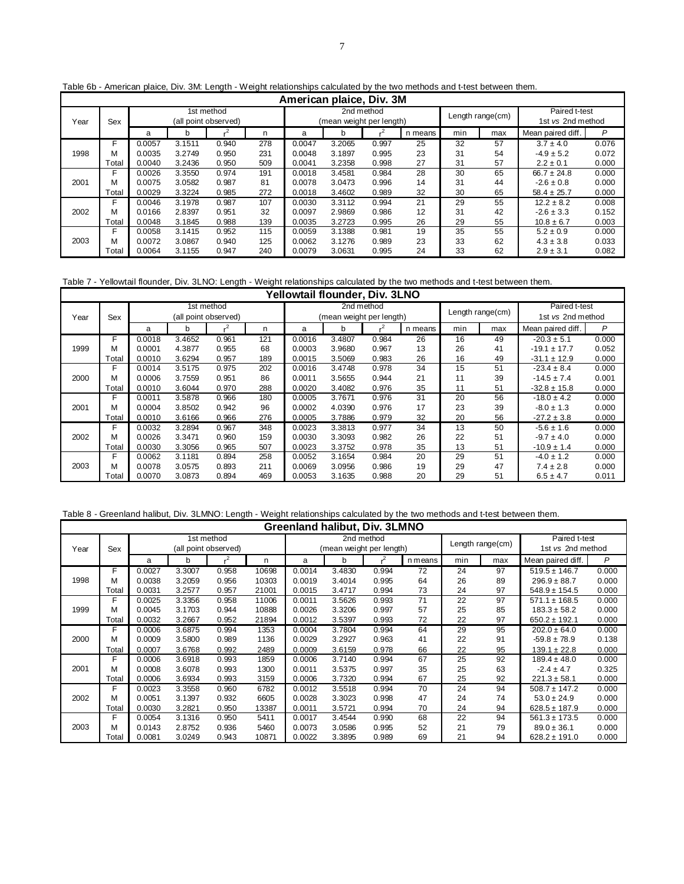Table 6b - American plaice, Div. 3M: Length - Weight relationships calculated by the two methods and t-test between them.

| American plaice, Div. 3M | | | | | | | | | | | | | |
|---|---|---|---|---|---|---|---|---|---|---|---|---|---|
| Year | Sex | 1st method (all point observed) | | | | 2nd method (mean weight per length) | | | | Length range(cm) | | Paired t-test 1st *vs* 2nd method | |
| | | a | b | $r^2$ | n | a | b | $r^2$ | n means | min | max | Mean paired diff. | *P* |
| 1998 | F | 0.0057 | 3.1511 | 0.940 | 278 | 0.0047 | 3.2065 | 0.997 | 25 | 32 | 57 | 3.7 ± 4.0 | 0.076 |
| | M | 0.0035 | 3.2749 | 0.950 | 231 | 0.0048 | 3.1897 | 0.995 | 23 | 31 | 54 | -4.9 ± 5.2 | 0.072 |
| | Total | 0.0040 | 3.2436 | 0.950 | 509 | 0.0041 | 3.2358 | 0.998 | 27 | 31 | 57 | 2.2 ± 0.1 | 0.000 |
| 2001 | F | 0.0026 | 3.3550 | 0.974 | 191 | 0.0018 | 3.4581 | 0.984 | 28 | 30 | 65 | 66.7 ± 24.8 | 0.000 |
| | M | 0.0075 | 3.0582 | 0.987 | 81 | 0.0078 | 3.0473 | 0.996 | 14 | 31 | 44 | -2.6 ± 0.8 | 0.000 |
| | Total | 0.0029 | 3.3224 | 0.985 | 272 | 0.0018 | 3.4602 | 0.989 | 32 | 30 | 65 | 58.4 ± 25.7 | 0.000 |
| 2002 | F | 0.0046 | 3.1978 | 0.987 | 107 | 0.0030 | 3.3112 | 0.994 | 21 | 29 | 55 | 12.2 ± 8.2 | 0.008 |
| | M | 0.0166 | 2.8397 | 0.951 | 32 | 0.0097 | 2.9869 | 0.986 | 12 | 31 | 42 | -2.6 ± 3.3 | 0.152 |
| | Total | 0.0048 | 3.1845 | 0.988 | 139 | 0.0035 | 3.2723 | 0.995 | 26 | 29 | 55 | 10.8 ± 6.7 | 0.003 |
| 2003 | F | 0.0058 | 3.1415 | 0.952 | 115 | 0.0059 | 3.1388 | 0.981 | 19 | 35 | 55 | 5.2 ± 0.9 | 0.000 |
| | M | 0.0072 | 3.0867 | 0.940 | 125 | 0.0062 | 3.1276 | 0.989 | 23 | 33 | 62 | 4.3 ± 3.8 | 0.033 |
| | Total | 0.0064 | 3.1155 | 0.947 | 240 | 0.0079 | 3.0631 | 0.995 | 24 | 33 | 62 | 2.9 ± 3.1 | 0.082 |

Table 7 - Yellowtail flounder, Div. 3LNO: Length - Weight relationships calculated by the two methods and t-test between them.

| Yellowtail flounder, Div. 3LNO | | | | | | | | | | | | | |
|---|---|---|---|---|---|---|---|---|---|---|---|---|---|
| Year | Sex | 1st method (all point observed) | | | | 2nd method (mean weight per length) | | | | Length range(cm) | | Paired t-test 1st *vs* 2nd method | |
| | | a | b | $r^2$ | n | a | b | $r^2$ | n means | min | max | Mean paired diff. | *P* |
| 1999 | F | 0.0018 | 3.4652 | 0.961 | 121 | 0.0016 | 3.4807 | 0.984 | 26 | 16 | 49 | -20.3 ± 5.1 | 0.000 |
| | M | 0.0001 | 4.3877 | 0.955 | 68 | 0.0003 | 3.9680 | 0.967 | 13 | 26 | 41 | -19.1 ± 17.7 | 0.052 |
| | Total | 0.0010 | 3.6294 | 0.957 | 189 | 0.0015 | 3.5069 | 0.983 | 26 | 16 | 49 | -31.1 ± 12.9 | 0.000 |
| 2000 | F | 0.0014 | 3.5175 | 0.975 | 202 | 0.0016 | 3.4748 | 0.978 | 34 | 15 | 51 | -23.4 ± 8.4 | 0.000 |
| | M | 0.0006 | 3.7559 | 0.951 | 86 | 0.0011 | 3.5655 | 0.944 | 21 | 11 | 39 | -14.5 ± 7.4 | 0.001 |
| | Total | 0.0010 | 3.6044 | 0.970 | 288 | 0.0020 | 3.4082 | 0.976 | 35 | 11 | 51 | -32.8 ± 15.8 | 0.000 |
| 2001 | F | 0.0011 | 3.5878 | 0.966 | 180 | 0.0005 | 3.7671 | 0.976 | 31 | 20 | 56 | -18.0 ± 4.2 | 0.000 |
| | M | 0.0004 | 3.8502 | 0.942 | 96 | 0.0002 | 4.0390 | 0.976 | 17 | 23 | 39 | -8.0 ± 1.3 | 0.000 |
| | Total | 0.0010 | 3.6166 | 0.966 | 276 | 0.0005 | 3.7886 | 0.979 | 32 | 20 | 56 | -27.2 ± 3.8 | 0.000 |
| 2002 | F | 0.0032 | 3.2894 | 0.967 | 348 | 0.0023 | 3.3813 | 0.977 | 34 | 13 | 50 | -5.6 ± 1.6 | 0.000 |
| | M | 0.0026 | 3.3471 | 0.960 | 159 | 0.0030 | 3.3093 | 0.982 | 26 | 22 | 51 | -9.7 ± 4.0 | 0.000 |
| | Total | 0.0030 | 3.3056 | 0.965 | 507 | 0.0023 | 3.3752 | 0.978 | 35 | 13 | 51 | -10.9 ± 1.4 | 0.000 |
| 2003 | F | 0.0062 | 3.1181 | 0.894 | 258 | 0.0052 | 3.1654 | 0.984 | 20 | 29 | 51 | -4.0 ± 1.2 | 0.000 |
| | M | 0.0078 | 3.0575 | 0.893 | 211 | 0.0069 | 3.0956 | 0.986 | 19 | 29 | 47 | 7.4 ± 2.8 | 0.000 |
| | Total | 0.0070 | 3.0873 | 0.894 | 469 | 0.0053 | 3.1635 | 0.988 | 20 | 29 | 51 | 6.5 ± 4.7 | 0.011 |

Table 8 - Greenland halibut, Div. 3LMNO: Length - Weight relationships calculated by the two methods and t-test between them.

| Greenland halibut, Div. 3LMNO | | | | | | | | | | | | | |
|---|---|---|---|---|---|---|---|---|---|---|---|---|---|
| Year | Sex | 1st method (all point observed) | | | | 2nd method (mean weight per length) | | | | Length range(cm) | | Paired t-test 1st *vs* 2nd method | |
| | | a | b | $r^2$ | n | a | b | $r^2$ | n means | min | max | Mean paired diff. | *P* |
| 1998 | F | 0.0027 | 3.3007 | 0.958 | 10698 | 0.0014 | 3.4830 | 0.994 | 72 | 24 | 97 | 519.5 ± 146.7 | 0.000 |
| | M | 0.0038 | 3.2059 | 0.956 | 10303 | 0.0019 | 3.4014 | 0.995 | 64 | 26 | 89 | 296.9 ± 88.7 | 0.000 |
| | Total | 0.0031 | 3.2577 | 0.957 | 21001 | 0.0015 | 3.4717 | 0.994 | 73 | 24 | 97 | 548.9 ± 154.5 | 0.000 |
| 1999 | F | 0.0025 | 3.3356 | 0.958 | 11006 | 0.0011 | 3.5626 | 0.993 | 71 | 22 | 97 | 571.1 ± 168.5 | 0.000 |
| | M | 0.0045 | 3.1703 | 0.944 | 10888 | 0.0026 | 3.3206 | 0.997 | 57 | 25 | 85 | 183.3 ± 58.2 | 0.000 |
| | Total | 0.0032 | 3.2667 | 0.952 | 21894 | 0.0012 | 3.5397 | 0.993 | 72 | 22 | 97 | 650.2 ± 192.1 | 0.000 |
| 2000 | F | 0.0006 | 3.6875 | 0.994 | 1353 | 0.0004 | 3.7804 | 0.994 | 64 | 29 | 95 | 202.0 ± 64.0 | 0.000 |
| | M | 0.0009 | 3.5800 | 0.989 | 1136 | 0.0029 | 3.2927 | 0.963 | 41 | 22 | 91 | -59.8 ± 78.9 | 0.138 |
| | Total | 0.0007 | 3.6768 | 0.992 | 2489 | 0.0009 | 3.6159 | 0.978 | 66 | 22 | 95 | 139.1 ± 22.8 | 0.000 |
| 2001 | F | 0.0006 | 3.6918 | 0.993 | 1859 | 0.0006 | 3.7140 | 0.994 | 67 | 25 | 92 | 189.4 ± 48.0 | 0.000 |
| | M | 0.0008 | 3.6078 | 0.993 | 1300 | 0.0011 | 3.5375 | 0.997 | 35 | 25 | 63 | -2.4 ± 4.7 | 0.325 |
| | Total | 0.0006 | 3.6934 | 0.993 | 3159 | 0.0006 | 3.7320 | 0.994 | 67 | 25 | 92 | 221.3 ± 58.1 | 0.000 |
| 2002 | F | 0.0023 | 3.3558 | 0.960 | 6782 | 0.0012 | 3.5518 | 0.994 | 70 | 24 | 94 | 508.7 ± 147.2 | 0.000 |
| | M | 0.0051 | 3.1397 | 0.932 | 6605 | 0.0028 | 3.3023 | 0.998 | 47 | 24 | 74 | 53.0 ± 24.9 | 0.000 |
| | Total | 0.0030 | 3.2821 | 0.950 | 13387 | 0.0011 | 3.5721 | 0.994 | 70 | 24 | 94 | 628.5 ± 187.9 | 0.000 |
| 2003 | F | 0.0054 | 3.1316 | 0.950 | 5411 | 0.0017 | 3.4544 | 0.990 | 68 | 22 | 94 | 561.3 ± 173.5 | 0.000 |
| | M | 0.0143 | 2.8752 | 0.936 | 5460 | 0.0073 | 3.0586 | 0.995 | 52 | 21 | 79 | 89.0 ± 36.1 | 0.000 |
| | Total | 0.0081 | 3.0249 | 0.943 | 10871 | 0.0022 | 3.3895 | 0.989 | 69 | 21 | 94 | 628.2 ± 191.0 | 0.000 |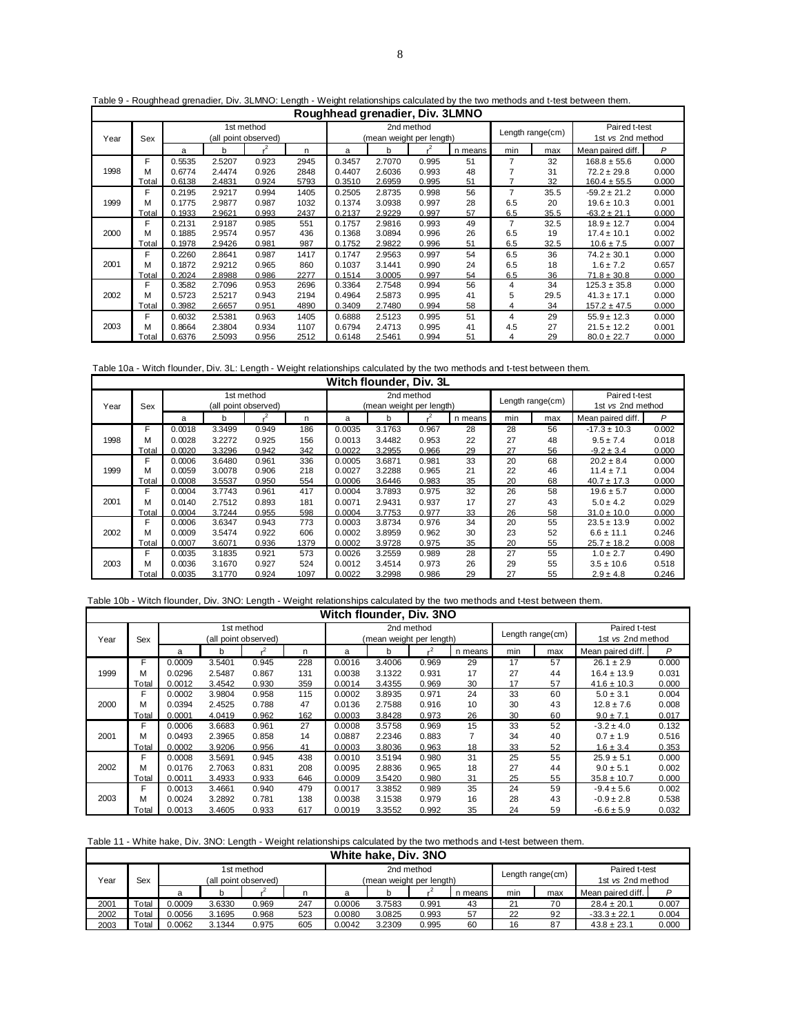Table 9 - Roughhead grenadier, Div. 3LMNO: Length - Weight relationships calculated by the two methods and t-test between them.

| Roughhead grenadier, Div. 3LMNO | | | | | | | | | | | | | |
|---|---|---|---|---|---|---|---|---|---|---|---|---|---|
| Year | Sex | 1st method (all point observed) | | | | 2nd method (mean weight per length) | | | | Length range(cm) | | Paired t-test 1st *vs* 2nd method | |
| | | a | b | $r^2$ | n | a | b | $r^2$ | n means | min | max | Mean paired diff. | P |
| 1998 | F | 0.5535 | 2.5207 | 0.923 | 2945 | 0.3457 | 2.7070 | 0.995 | 51 | 7 | 32 | 168.8 ± 55.6 | 0.000 |
| | M | 0.6774 | 2.4474 | 0.926 | 2848 | 0.4407 | 2.6036 | 0.993 | 48 | 7 | 31 | 72.2 ± 29.8 | 0.000 |
| | Total | 0.6138 | 2.4831 | 0.924 | 5793 | 0.3510 | 2.6959 | 0.995 | 51 | 7 | 32 | 160.4 ± 55.5 | 0.000 |
| 1999 | F | 0.2195 | 2.9217 | 0.994 | 1405 | 0.2505 | 2.8735 | 0.998 | 56 | 7 | 35.5 | -59.2 ± 21.2 | 0.000 |
| | M | 0.1775 | 2.9877 | 0.987 | 1032 | 0.1374 | 3.0938 | 0.997 | 28 | 6.5 | 20 | 19.6 ± 10.3 | 0.001 |
| | Total | 0.1933 | 2.9621 | 0.993 | 2437 | 0.2137 | 2.9229 | 0.997 | 57 | 6.5 | 35.5 | -63.2 ± 21.1 | 0.000 |
| 2000 | F | 0.2131 | 2.9187 | 0.985 | 551 | 0.1757 | 2.9816 | 0.993 | 49 | 7 | 32.5 | 18.9 ± 12.7 | 0.004 |
| | M | 0.1885 | 2.9574 | 0.957 | 436 | 0.1368 | 3.0894 | 0.996 | 26 | 6.5 | 19 | 17.4 ± 10.1 | 0.002 |
| | Total | 0.1978 | 2.9426 | 0.981 | 987 | 0.1752 | 2.9822 | 0.996 | 51 | 6.5 | 32.5 | 10.6 ± 7.5 | 0.007 |
| 2001 | F | 0.2260 | 2.8641 | 0.987 | 1417 | 0.1747 | 2.9563 | 0.997 | 54 | 6.5 | 36 | 74.2 ± 30.1 | 0.000 |
| | M | 0.1872 | 2.9212 | 0.965 | 860 | 0.1037 | 3.1441 | 0.990 | 24 | 6.5 | 18 | 1.6 ± 7.2 | 0.657 |
| | Total | 0.2024 | 2.8988 | 0.986 | 2277 | 0.1514 | 3.0005 | 0.997 | 54 | 6.5 | 36 | 71.8 ± 30.8 | 0.000 |
| 2002 | F | 0.3582 | 2.7096 | 0.953 | 2696 | 0.3364 | 2.7548 | 0.994 | 56 | 4 | 34 | 125.3 ± 35.8 | 0.000 |
| | M | 0.5723 | 2.5217 | 0.943 | 2194 | 0.4964 | 2.5873 | 0.995 | 41 | 5 | 29.5 | 41.3 ± 17.1 | 0.000 |
| | Total | 0.3982 | 2.6657 | 0.951 | 4890 | 0.3409 | 2.7480 | 0.994 | 58 | 4 | 34 | 157.2 ± 47.5 | 0.000 |
| 2003 | F | 0.6032 | 2.5381 | 0.963 | 1405 | 0.6888 | 2.5123 | 0.995 | 51 | 4 | 29 | 55.9 ± 12.3 | 0.000 |
| | M | 0.8664 | 2.3804 | 0.934 | 1107 | 0.6794 | 2.4713 | 0.995 | 41 | 4.5 | 27 | 21.5 ± 12.2 | 0.001 |
| | Total | 0.6376 | 2.5093 | 0.956 | 2512 | 0.6148 | 2.5461 | 0.994 | 51 | 4 | 29 | 80.0 ± 22.7 | 0.000 |

Table 10a - Witch flounder, Div. 3L: Length - Weight relationships calculated by the two methods and t-test between them.

| Witch flounder, Div. 3L | | | | | | | | | | | | | |
|---|---|---|---|---|---|---|---|---|---|---|---|---|---|
| Year | Sex | 1st method (all point observed) | | | | 2nd method (mean weight per length) | | | | Length range(cm) | | Paired t-test 1st *vs* 2nd method | |
| | | a | b | $r^2$ | n | a | b | $r^2$ | n means | min | max | Mean paired diff. | P |
| 1998 | F | 0.0018 | 3.3499 | 0.949 | 186 | 0.0035 | 3.1763 | 0.967 | 28 | 28 | 56 | -17.3 ± 10.3 | 0.002 |
| | M | 0.0028 | 3.2272 | 0.925 | 156 | 0.0013 | 3.4482 | 0.953 | 22 | 27 | 48 | 9.5 ± 7.4 | 0.018 |
| | Total | 0.0020 | 3.3296 | 0.942 | 342 | 0.0022 | 3.2955 | 0.966 | 29 | 27 | 56 | -9.2 ± 3.4 | 0.000 |
| 1999 | F | 0.0006 | 3.6480 | 0.961 | 336 | 0.0005 | 3.6871 | 0.981 | 33 | 20 | 68 | 20.2 ± 8.4 | 0.000 |
| | M | 0.0059 | 3.0078 | 0.906 | 218 | 0.0027 | 3.2288 | 0.965 | 21 | 22 | 46 | 11.4 ± 7.1 | 0.004 |
| | Total | 0.0008 | 3.5537 | 0.950 | 554 | 0.0006 | 3.6446 | 0.983 | 35 | 20 | 68 | 40.7 ± 17.3 | 0.000 |
| 2001 | F | 0.0004 | 3.7743 | 0.961 | 417 | 0.0004 | 3.7893 | 0.975 | 32 | 26 | 58 | 19.6 ± 5.7 | 0.000 |
| | M | 0.0140 | 2.7512 | 0.893 | 181 | 0.0071 | 2.9431 | 0.937 | 17 | 27 | 43 | 5.0 ± 4.2 | 0.029 |
| | Total | 0.0004 | 3.7244 | 0.955 | 598 | 0.0004 | 3.7753 | 0.977 | 33 | 26 | 58 | 31.0 ± 10.0 | 0.000 |
| 2002 | F | 0.0006 | 3.6347 | 0.943 | 773 | 0.0003 | 3.8734 | 0.976 | 34 | 20 | 55 | 23.5 ± 13.9 | 0.002 |
| | M | 0.0009 | 3.5474 | 0.922 | 606 | 0.0002 | 3.8959 | 0.962 | 30 | 23 | 52 | 6.6 ± 11.1 | 0.246 |
| | Total | 0.0007 | 3.6071 | 0.936 | 1379 | 0.0002 | 3.9728 | 0.975 | 35 | 20 | 55 | 25.7 ± 18.2 | 0.008 |
| 2003 | F | 0.0035 | 3.1835 | 0.921 | 573 | 0.0026 | 3.2559 | 0.989 | 28 | 27 | 55 | 1.0 ± 2.7 | 0.490 |
| | M | 0.0036 | 3.1670 | 0.927 | 524 | 0.0012 | 3.4514 | 0.973 | 26 | 29 | 55 | 3.5 ± 10.6 | 0.518 |
| | Total | 0.0035 | 3.1770 | 0.924 | 1097 | 0.0022 | 3.2998 | 0.986 | 29 | 27 | 55 | 2.9 ± 4.8 | 0.246 |

Table 10b - Witch flounder, Div. 3NO: Length - Weight relationships calculated by the two methods and t-test between them.

| Witch flounder, Div. 3NO | | | | | | | | | | | | | |
|---|---|---|---|---|---|---|---|---|---|---|---|---|---|
| Year | Sex | 1st method (all point observed) | | | | 2nd method (mean weight per length) | | | | Length range(cm) | | Paired t-test 1st *vs* 2nd method | |
| | | a | b | $r^2$ | n | a | b | $r^2$ | n means | min | max | Mean paired diff. | P |
| 1999 | F | 0.0009 | 3.5401 | 0.945 | 228 | 0.0016 | 3.4006 | 0.969 | 29 | 17 | 57 | 26.1 ± 2.9 | 0.000 |
| | M | 0.0296 | 2.5487 | 0.867 | 131 | 0.0038 | 3.1322 | 0.931 | 17 | 27 | 44 | 16.4 ± 13.9 | 0.031 |
| | Total | 0.0012 | 3.4542 | 0.930 | 359 | 0.0014 | 3.4355 | 0.969 | 30 | 17 | 57 | 41.6 ± 10.3 | 0.000 |
| 2000 | F | 0.0002 | 3.9804 | 0.958 | 115 | 0.0002 | 3.8935 | 0.971 | 24 | 33 | 60 | 5.0 ± 3.1 | 0.004 |
| | M | 0.0394 | 2.4525 | 0.788 | 47 | 0.0136 | 2.7588 | 0.916 | 10 | 30 | 43 | 12.8 ± 7.6 | 0.008 |
| | Total | 0.0001 | 4.0419 | 0.962 | 162 | 0.0003 | 3.8428 | 0.973 | 26 | 30 | 60 | 9.0 ± 7.1 | 0.017 |
| 2001 | F | 0.0006 | 3.6683 | 0.961 | 27 | 0.0008 | 3.5758 | 0.969 | 15 | 33 | 52 | -3.2 ± 4.0 | 0.132 |
| | M | 0.0493 | 2.3965 | 0.858 | 14 | 0.0887 | 2.2346 | 0.883 | 7 | 34 | 40 | 0.7 ± 1.9 | 0.516 |
| | Total | 0.0002 | 3.9206 | 0.956 | 41 | 0.0003 | 3.8036 | 0.963 | 18 | 33 | 52 | 1.6 ± 3.4 | 0.353 |
| 2002 | F | 0.0008 | 3.5691 | 0.945 | 438 | 0.0010 | 3.5194 | 0.980 | 31 | 25 | 55 | 25.9 ± 5.1 | 0.000 |
| | M | 0.0176 | 2.7063 | 0.831 | 208 | 0.0095 | 2.8836 | 0.965 | 18 | 27 | 44 | 9.0 ± 5.1 | 0.002 |
| | Total | 0.0011 | 3.4933 | 0.933 | 646 | 0.0009 | 3.5420 | 0.980 | 31 | 25 | 55 | 35.8 ± 10.7 | 0.000 |
| 2003 | F | 0.0013 | 3.4661 | 0.940 | 479 | 0.0017 | 3.3852 | 0.989 | 35 | 24 | 59 | -9.4 ± 5.6 | 0.002 |
| | M | 0.0024 | 3.2892 | 0.781 | 138 | 0.0038 | 3.1538 | 0.979 | 16 | 28 | 43 | -0.9 ± 2.8 | 0.538 |
| | Total | 0.0013 | 3.4605 | 0.933 | 617 | 0.0019 | 3.3552 | 0.992 | 35 | 24 | 59 | -6.6 ± 5.9 | 0.032 |

Table 11 - White hake, Div. 3NO: Length - Weight relationships calculated by the two methods and t-test between them.

| White hake, Div. 3NO | | | | | | | | | | | | | |
|---|---|---|---|---|---|---|---|---|---|---|---|---|---|
| Year | Sex | 1st method (all point observed) | | | | 2nd method (mean weight per length) | | | | Length range(cm) | | Paired t-test 1st *vs* 2nd method | |
| | | a | b | $r^2$ | n | a | b | $r^2$ | n means | min | max | Mean paired diff. | P |
| 2001 | Total | 0.0009 | 3.6330 | 0.969 | 247 | 0.0006 | 3.7583 | 0.991 | 43 | 21 | 70 | 28.4 ± 20.1 | 0.007 |
| 2002 | Total | 0.0056 | 3.1695 | 0.968 | 523 | 0.0080 | 3.0825 | 0.993 | 57 | 22 | 92 | -33.3 ± 22.1 | 0.004 |
| 2003 | Total | 0.0062 | 3.1344 | 0.975 | 605 | 0.0042 | 3.2309 | 0.995 | 60 | 16 | 87 | 43.8 ± 23.1 | 0.000 |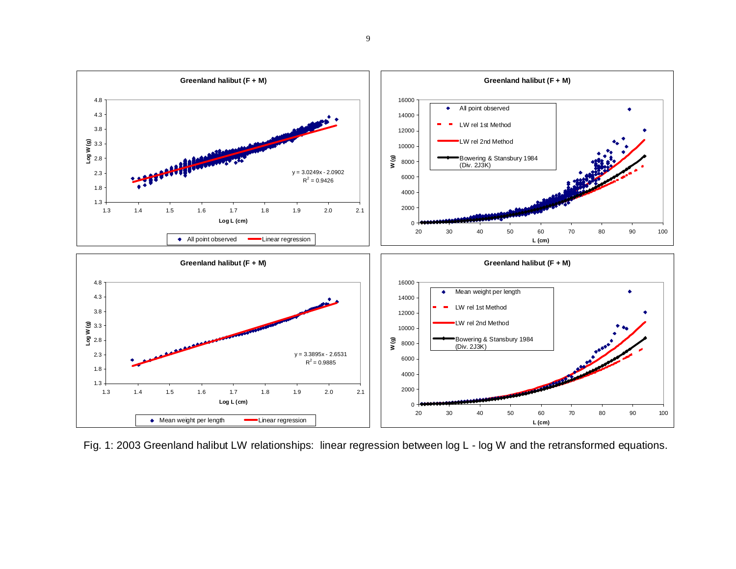Greenland halibut (F + M)

4.8
4.3
3.8
3.3
2.8
2.3
1.8
1.3

Log W (g)

1.3 1.4 1.5 1.6 1.7 1.8 1.9 2.0 2.1

Log L (cm)

y = 3.0249x - 2.0902
$R^2 = 0.9426$

All point observed
Linear regression

Greenland halibut (F + M)

16000
14000
12000
10000
8000
6000
4000
2000
0

W (g)

20 30 40 50 60 70 80 90 100

L (cm)

All point observed
LW rel 1st Method
LW rel 2nd Method
Bowering & Stansbury 1984 (Div. 2J3K)

Greenland halibut (F + M)

4.8
4.3
3.8
3.3
2.8
2.3
1.8
1.3

Log W (g)

1.3 1.4 1.5 1.6 1.7 1.8 1.9 2.0 2.1

Log L (cm)

y = 3.3895x - 2.6531
$R^2 = 0.9885$

Mean weight per length
Linear regression

Greenland halibut (F + M)

16000
14000
12000
10000
8000
6000
4000
2000
0

W (g)

20 30 40 50 60 70 80 90 100

L (cm)

Mean weight per length
LW rel 1st Method
LW rel 2nd Method
Bowering & Stansbury 1984 (Div. 2J3K)

Fig. 1: 2003 Greenland halibut LW relationships: linear regression between log L - log W and the retransformed equations.